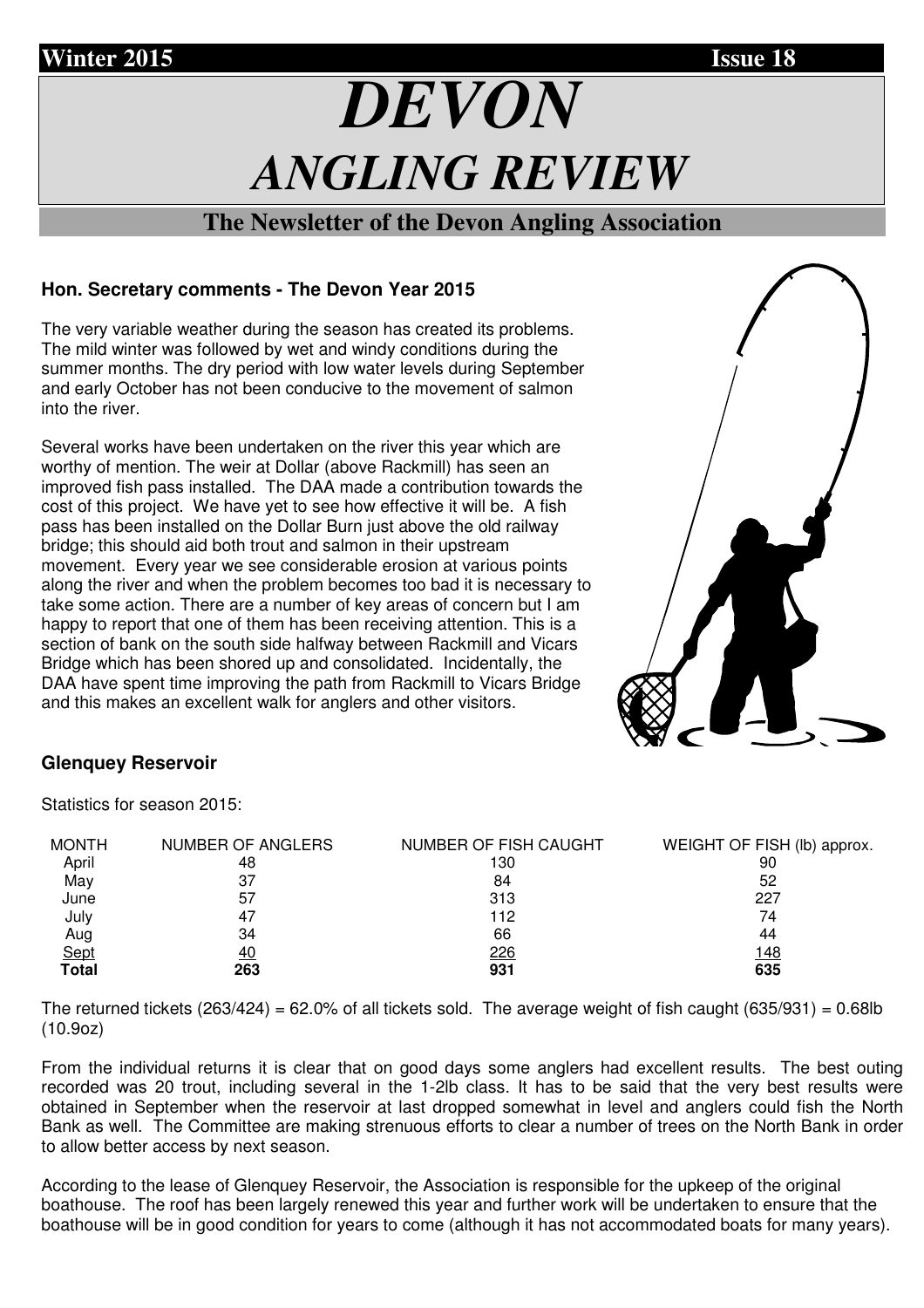**Winter 2015** **Issue 18**

# *DEVON ANGLING REVIEW*

## The Newsletter of the Devon Angling Association

### Hon. Secretary comments - The Devon Year 2015

The very variable weather during the season has created its problems. The mild winter was followed by wet and windy conditions during the summer months. The dry period with low water levels during September and early October has not been conducive to the movement of salmon into the river.

Several works have been undertaken on the river this year which are worthy of mention. The weir at Dollar (above Rackmill) has seen an improved fish pass installed. The DAA made a contribution towards the cost of this project. We have yet to see how effective it will be. A fish pass has been installed on the Dollar Burn just above the old railway bridge; this should aid both trout and salmon in their upstream movement. Every year we see considerable erosion at various points along the river and when the problem becomes too bad it is necessary to take some action. There are a number of key areas of concern but I am happy to report that one of them has been receiving attention. This is a section of bank on the south side halfway between Rackmill and Vicars Bridge which has been shored up and consolidated. Incidentally, the DAA have spent time improving the path from Rackmill to Vicars Bridge and this makes an excellent walk for anglers and other visitors.

### Glenquey Reservoir

Statistics for season 2015:

| MONTH | NUMBER OF ANGLERS | NUMBER OF FISH CAUGHT | WEIGHT OF FISH (lb) approx. |
|---|---|---|---|
| April | 48 | 130 | 90 |
| May | 37 | 84 | 52 |
| June | 57 | 313 | 227 |
| July | 47 | 112 | 74 |
| Aug | 34 | 66 | 44 |
| Sept | 40 | 226 | 148 |
| **Total** | **263** | **931** | **635** |

The returned tickets (263/424) = 62.0% of all tickets sold. The average weight of fish caught (635/931) = 0.68lb (10.9oz)

From the individual returns it is clear that on good days some anglers had excellent results. The best outing recorded was 20 trout, including several in the 1-2lb class. It has to be said that the very best results were obtained in September when the reservoir at last dropped somewhat in level and anglers could fish the North Bank as well. The Committee are making strenuous efforts to clear a number of trees on the North Bank in order to allow better access by next season.

According to the lease of Glenquey Reservoir, the Association is responsible for the upkeep of the original boathouse. The roof has been largely renewed this year and further work will be undertaken to ensure that the boathouse will be in good condition for years to come (although it has not accommodated boats for many years).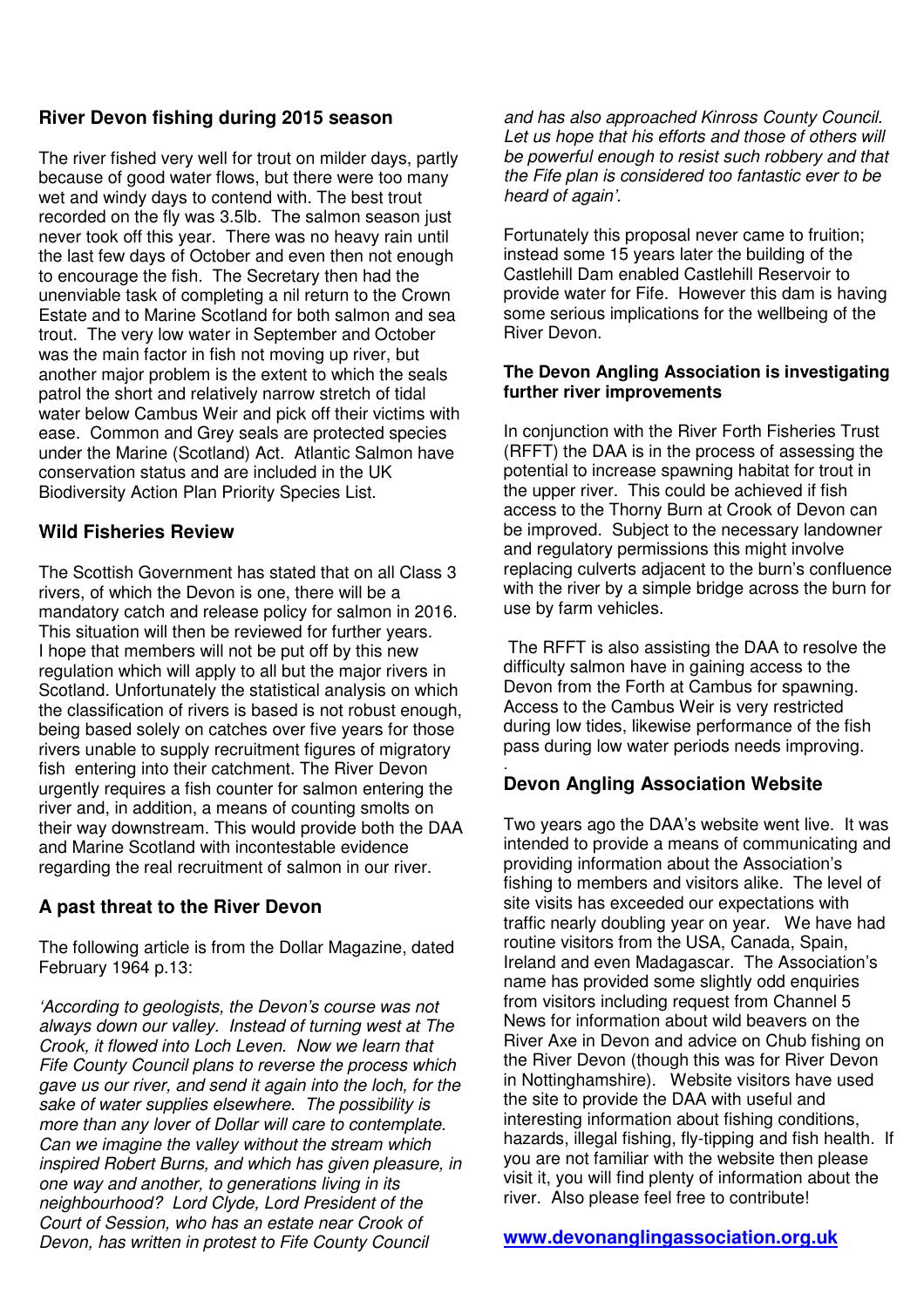## River Devon fishing during 2015 season

The river fished very well for trout on milder days, partly because of good water flows, but there were too many wet and windy days to contend with. The best trout recorded on the fly was 3.5lb. The salmon season just never took off this year. There was no heavy rain until the last few days of October and even then not enough to encourage the fish. The Secretary then had the unenviable task of completing a nil return to the Crown Estate and to Marine Scotland for both salmon and sea trout. The very low water in September and October was the main factor in fish not moving up river, but another major problem is the extent to which the seals patrol the short and relatively narrow stretch of tidal water below Cambus Weir and pick off their victims with ease. Common and Grey seals are protected species under the Marine (Scotland) Act. Atlantic Salmon have conservation status and are included in the UK Biodiversity Action Plan Priority Species List.

## Wild Fisheries Review

The Scottish Government has stated that on all Class 3 rivers, of which the Devon is one, there will be a mandatory catch and release policy for salmon in 2016. This situation will then be reviewed for further years. I hope that members will not be put off by this new regulation which will apply to all but the major rivers in Scotland. Unfortunately the statistical analysis on which the classification of rivers is based is not robust enough, being based solely on catches over five years for those rivers unable to supply recruitment figures of migratory fish entering into their catchment. The River Devon urgently requires a fish counter for salmon entering the river and, in addition, a means of counting smolts on their way downstream. This would provide both the DAA and Marine Scotland with incontestable evidence regarding the real recruitment of salmon in our river.

## A past threat to the River Devon

The following article is from the Dollar Magazine, dated February 1964 p.13:

*'According to geologists, the Devon's course was not always down our valley. Instead of turning west at The Crook, it flowed into Loch Leven. Now we learn that Fife County Council plans to reverse the process which gave us our river, and send it again into the loch, for the sake of water supplies elsewhere. The possibility is more than any lover of Dollar will care to contemplate. Can we imagine the valley without the stream which inspired Robert Burns, and which has given pleasure, in one way and another, to generations living in its neighbourhood? Lord Clyde, Lord President of the Court of Session, who has an estate near Crook of Devon, has written in protest to Fife County Council and has also approached Kinross County Council. Let us hope that his efforts and those of others will be powerful enough to resist such robbery and that the Fife plan is considered too fantastic ever to be heard of again'.*

Fortunately this proposal never came to fruition; instead some 15 years later the building of the Castlehill Dam enabled Castlehill Reservoir to provide water for Fife. However this dam is having some serious implications for the wellbeing of the River Devon.

**The Devon Angling Association is investigating further river improvements**

In conjunction with the River Forth Fisheries Trust (RFFT) the DAA is in the process of assessing the potential to increase spawning habitat for trout in the upper river. This could be achieved if fish access to the Thorny Burn at Crook of Devon can be improved. Subject to the necessary landowner and regulatory permissions this might involve replacing culverts adjacent to the burn's confluence with the river by a simple bridge across the burn for use by farm vehicles.

The RFFT is also assisting the DAA to resolve the difficulty salmon have in gaining access to the Devon from the Forth at Cambus for spawning. Access to the Cambus Weir is very restricted during low tides, likewise performance of the fish pass during low water periods needs improving.

## Devon Angling Association Website

Two years ago the DAA's website went live. It was intended to provide a means of communicating and providing information about the Association's fishing to members and visitors alike. The level of site visits has exceeded our expectations with traffic nearly doubling year on year. We have had routine visitors from the USA, Canada, Spain, Ireland and even Madagascar. The Association's name has provided some slightly odd enquiries from visitors including request from Channel 5 News for information about wild beavers on the River Axe in Devon and advice on Chub fishing on the River Devon (though this was for River Devon in Nottinghamshire). Website visitors have used the site to provide the DAA with useful and interesting information about fishing conditions, hazards, illegal fishing, fly-tipping and fish health. If you are not familiar with the website then please visit it, you will find plenty of information about the river. Also please feel free to contribute!

**www.devonanglingassociation.org.uk**